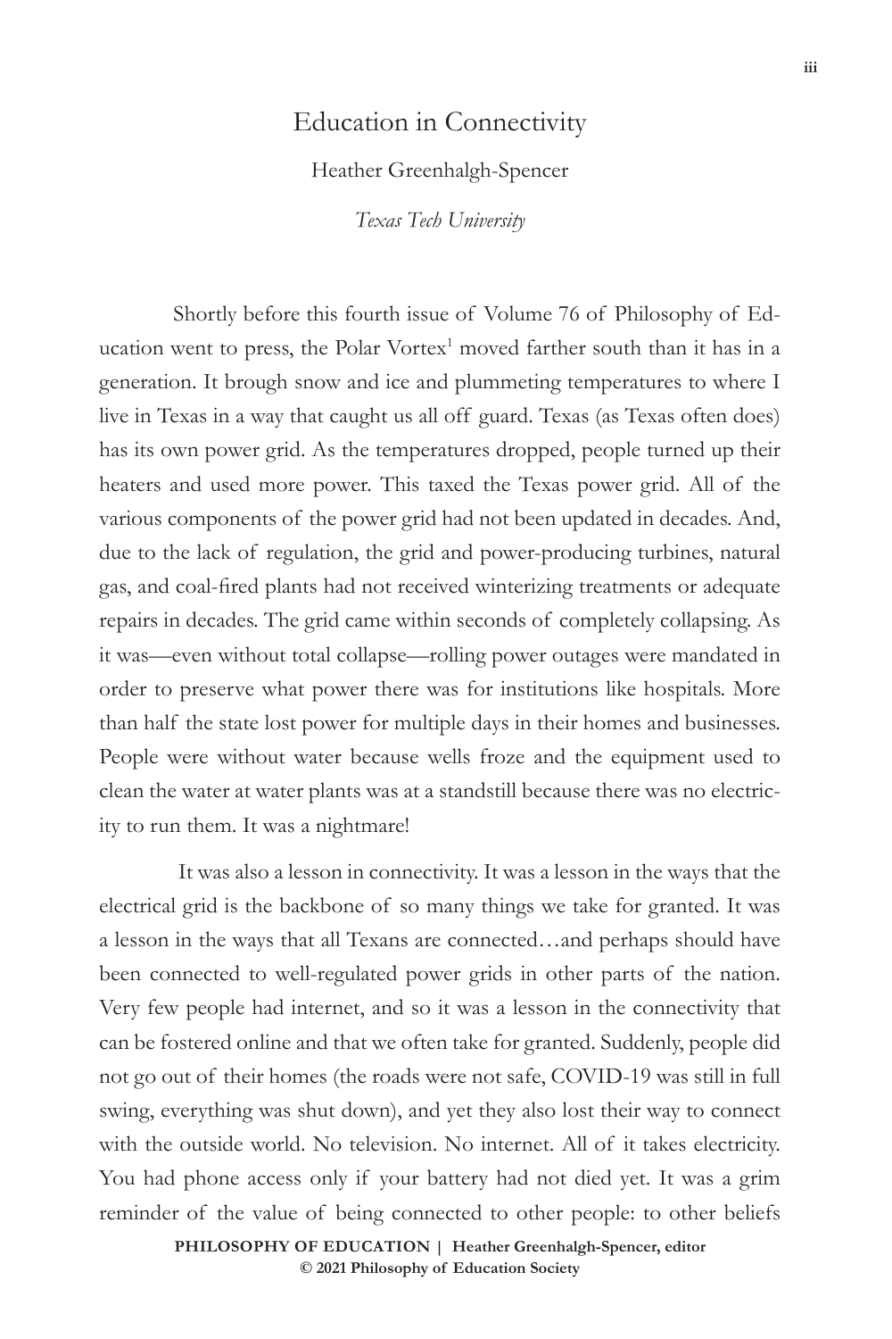# Education in Connectivity

Heather Greenhalgh-Spencer

*Texas Tech University*

Shortly before this fourth issue of Volume 76 of Philosophy of Education went to press, the Polar Vortex[1] moved farther south than it has in a generation. It brough snow and ice and plummeting temperatures to where I live in Texas in a way that caught us all off guard. Texas (as Texas often does) has its own power grid. As the temperatures dropped, people turned up their heaters and used more power. This taxed the Texas power grid. All of the various components of the power grid had not been updated in decades. And, due to the lack of regulation, the grid and power-producing turbines, natural gas, and coal-fired plants had not received winterizing treatments or adequate repairs in decades. The grid came within seconds of completely collapsing. As it was—even without total collapse—rolling power outages were mandated in order to preserve what power there was for institutions like hospitals. More than half the state lost power for multiple days in their homes and businesses. People were without water because wells froze and the equipment used to clean the water at water plants was at a standstill because there was no electricity to run them. It was a nightmare!

It was also a lesson in connectivity. It was a lesson in the ways that the electrical grid is the backbone of so many things we take for granted. It was a lesson in the ways that all Texans are connected…and perhaps should have been connected to well-regulated power grids in other parts of the nation. Very few people had internet, and so it was a lesson in the connectivity that can be fostered online and that we often take for granted. Suddenly, people did not go out of their homes (the roads were not safe, COVID-19 was still in full swing, everything was shut down), and yet they also lost their way to connect with the outside world. No television. No internet. All of it takes electricity. You had phone access only if your battery had not died yet. It was a grim reminder of the value of being connected to other people: to other beliefs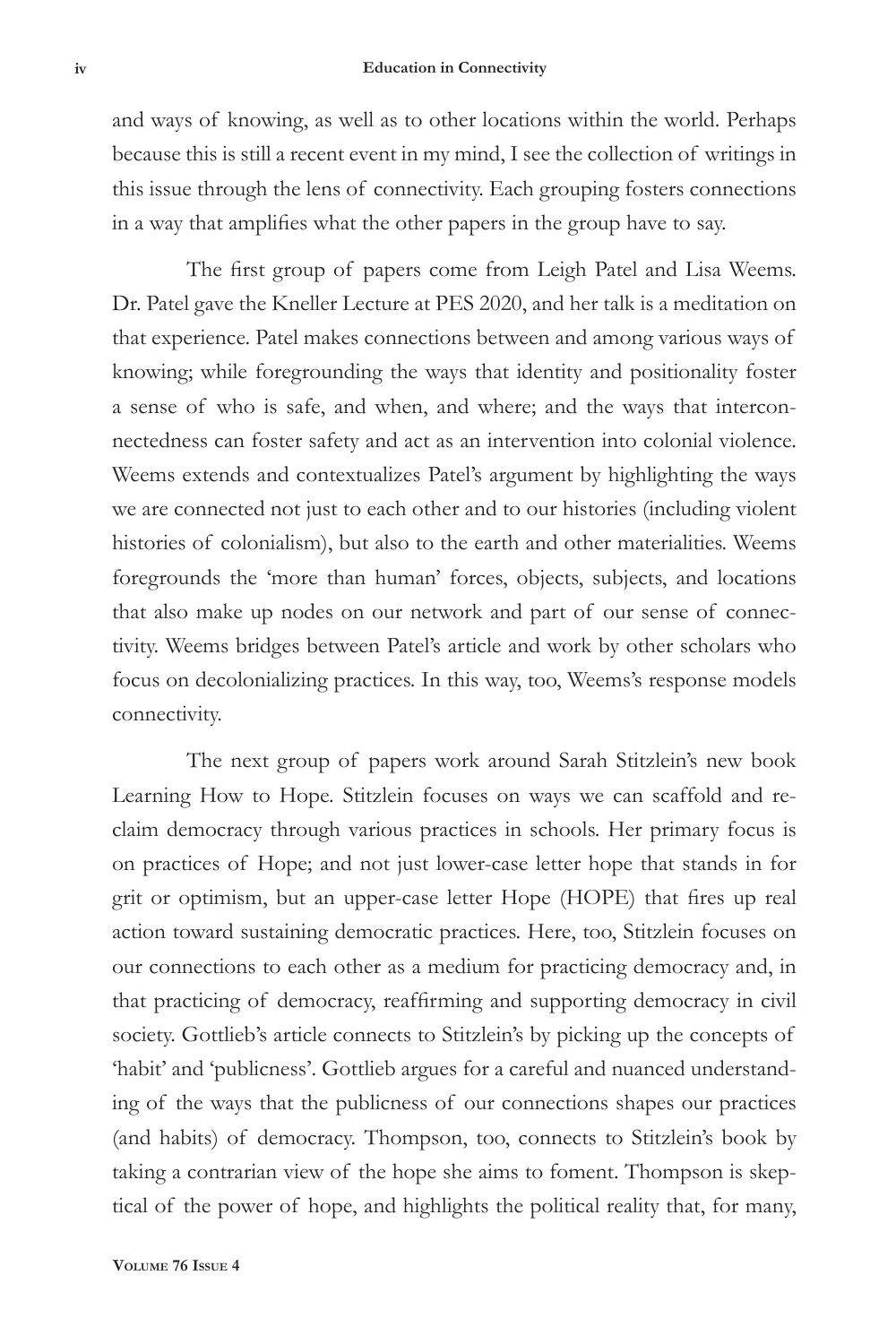and ways of knowing, as well as to other locations within the world. Perhaps because this is still a recent event in my mind, I see the collection of writings in this issue through the lens of connectivity. Each grouping fosters connections in a way that amplifies what the other papers in the group have to say.

The first group of papers come from Leigh Patel and Lisa Weems. Dr. Patel gave the Kneller Lecture at PES 2020, and her talk is a meditation on that experience. Patel makes connections between and among various ways of knowing; while foregrounding the ways that identity and positionality foster a sense of who is safe, and when, and where; and the ways that interconnectedness can foster safety and act as an intervention into colonial violence. Weems extends and contextualizes Patel's argument by highlighting the ways we are connected not just to each other and to our histories (including violent histories of colonialism), but also to the earth and other materialities. Weems foregrounds the 'more than human' forces, objects, subjects, and locations that also make up nodes on our network and part of our sense of connectivity. Weems bridges between Patel's article and work by other scholars who focus on decolonializing practices. In this way, too, Weems's response models connectivity.

The next group of papers work around Sarah Stitzlein's new book Learning How to Hope. Stitzlein focuses on ways we can scaffold and reclaim democracy through various practices in schools. Her primary focus is on practices of Hope; and not just lower-case letter hope that stands in for grit or optimism, but an upper-case letter Hope (HOPE) that fires up real action toward sustaining democratic practices. Here, too, Stitzlein focuses on our connections to each other as a medium for practicing democracy and, in that practicing of democracy, reaffirming and supporting democracy in civil society. Gottlieb's article connects to Stitzlein's by picking up the concepts of 'habit' and 'publicness'. Gottlieb argues for a careful and nuanced understanding of the ways that the publicness of our connections shapes our practices (and habits) of democracy. Thompson, too, connects to Stitzlein's book by taking a contrarian view of the hope she aims to foment. Thompson is skeptical of the power of hope, and highlights the political reality that, for many,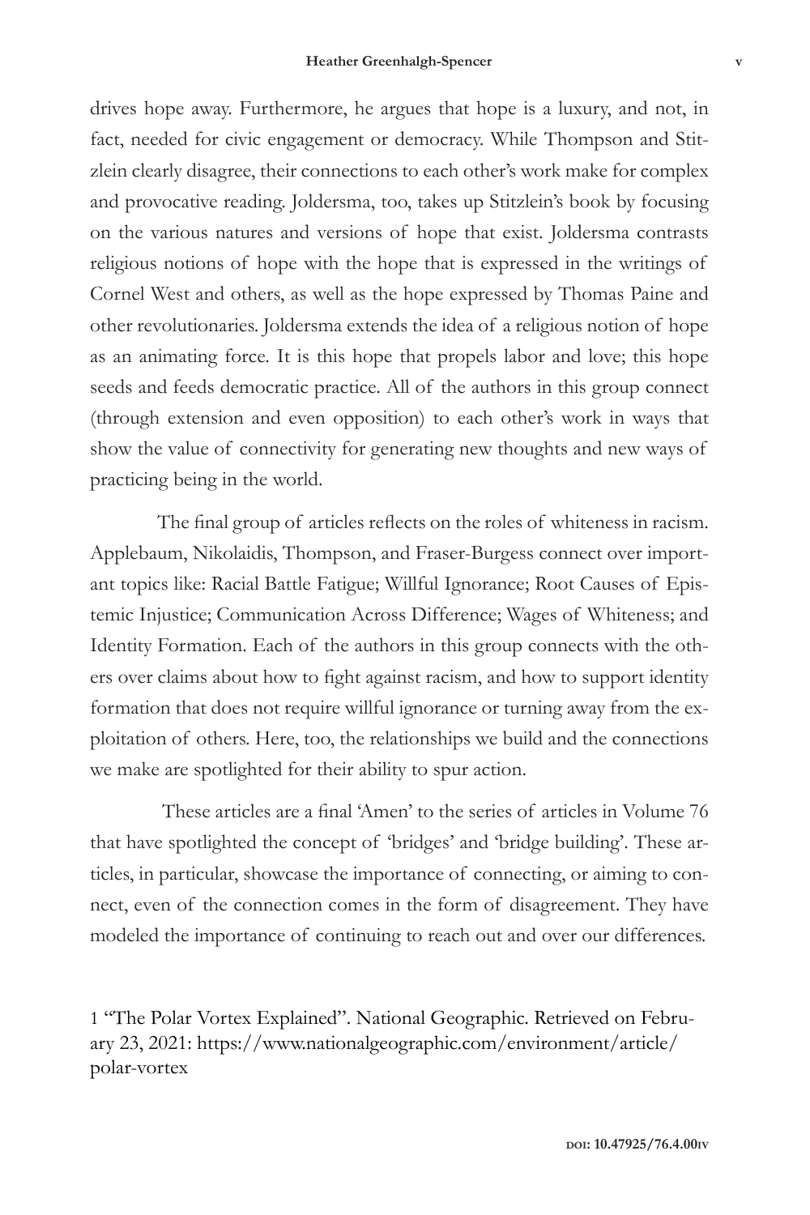drives hope away. Furthermore, he argues that hope is a luxury, and not, in fact, needed for civic engagement or democracy. While Thompson and Stitzlein clearly disagree, their connections to each other's work make for complex and provocative reading. Joldersma, too, takes up Stitzlein's book by focusing on the various natures and versions of hope that exist. Joldersma contrasts religious notions of hope with the hope that is expressed in the writings of Cornel West and others, as well as the hope expressed by Thomas Paine and other revolutionaries. Joldersma extends the idea of a religious notion of hope as an animating force. It is this hope that propels labor and love; this hope seeds and feeds democratic practice. All of the authors in this group connect (through extension and even opposition) to each other's work in ways that show the value of connectivity for generating new thoughts and new ways of practicing being in the world.

The final group of articles reflects on the roles of whiteness in racism. Applebaum, Nikolaidis, Thompson, and Fraser-Burgess connect over important topics like: Racial Battle Fatigue; Willful Ignorance; Root Causes of Epistemic Injustice; Communication Across Difference; Wages of Whiteness; and Identity Formation. Each of the authors in this group connects with the others over claims about how to fight against racism, and how to support identity formation that does not require willful ignorance or turning away from the exploitation of others. Here, too, the relationships we build and the connections we make are spotlighted for their ability to spur action.

These articles are a final 'Amen' to the series of articles in Volume 76 that have spotlighted the concept of 'bridges' and 'bridge building'. These articles, in particular, showcase the importance of connecting, or aiming to connect, even of the connection comes in the form of disagreement. They have modeled the importance of continuing to reach out and over our differences.

1 "The Polar Vortex Explained". National Geographic. Retrieved on February 23, 2021: https://www.nationalgeographic.com/environment/article/polar-vortex